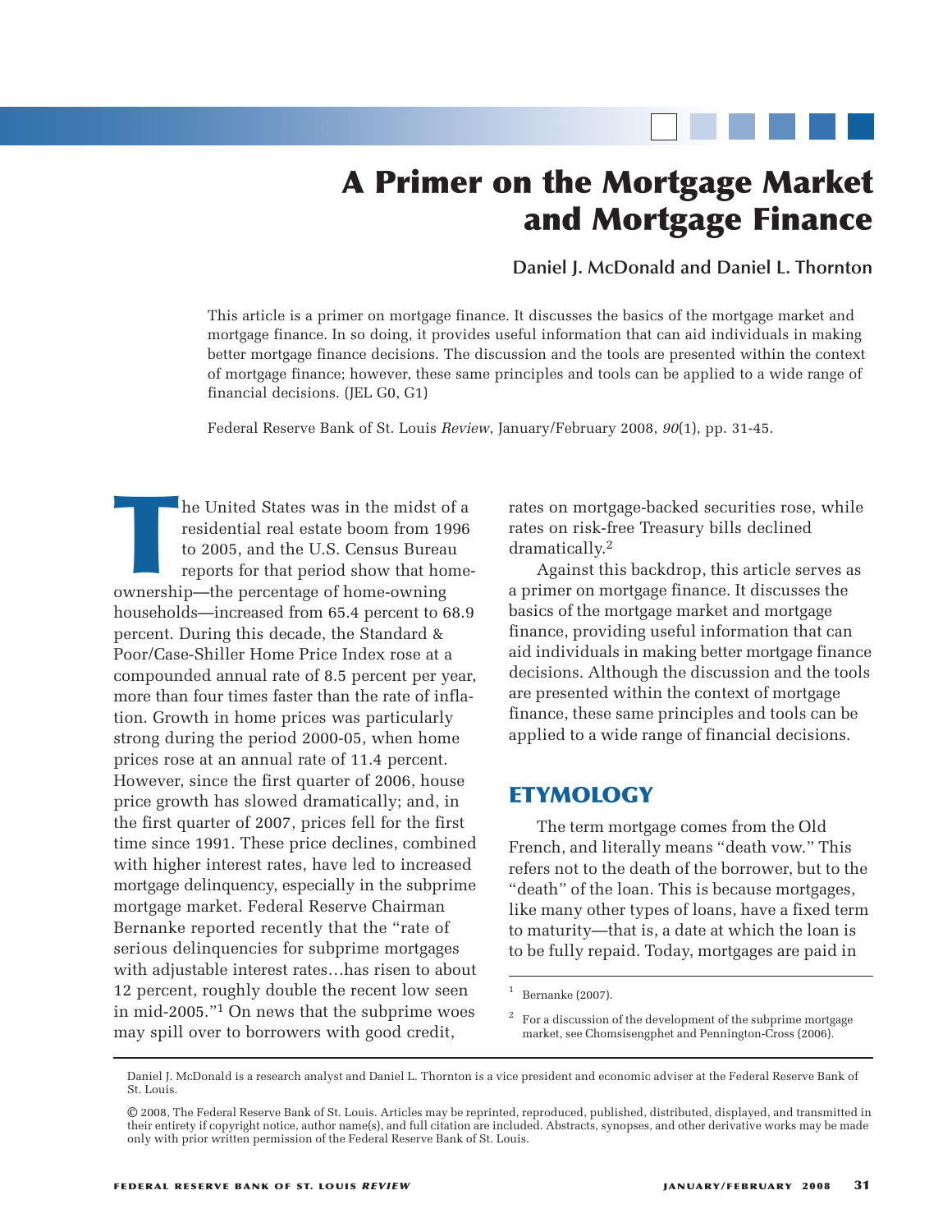# A Primer on the Mortgage Market and Mortgage Finance

**Daniel J. McDonald and Daniel L. Thornton**

This article is a primer on mortgage finance. It discusses the basics of the mortgage market and mortgage finance. In so doing, it provides useful information that can aid individuals in making better mortgage finance decisions. The discussion and the tools are presented within the context of mortgage finance; however, these same principles and tools can be applied to a wide range of financial decisions. (JEL G0, G1)

Federal Reserve Bank of St. Louis *Review*, January/February 2008, *90*(1), pp. 31-45.

The United States was in the midst of a residential real estate boom from 1996 to 2005, and the U.S. Census Bureau reports for that period show that homeownership—the percentage of home-owning households—increased from 65.4 percent to 68.9 percent. During this decade, the Standard & Poor/Case-Shiller Home Price Index rose at a compounded annual rate of 8.5 percent per year, more than four times faster than the rate of inflation. Growth in home prices was particularly strong during the period 2000-05, when home prices rose at an annual rate of 11.4 percent. However, since the first quarter of 2006, house price growth has slowed dramatically; and, in the first quarter of 2007, prices fell for the first time since 1991. These price declines, combined with higher interest rates, have led to increased mortgage delinquency, especially in the subprime mortgage market. Federal Reserve Chairman Bernanke reported recently that the "rate of serious delinquencies for subprime mortgages with adjustable interest rates…has risen to about 12 percent, roughly double the recent low seen in mid-2005."[1] On news that the subprime woes may spill over to borrowers with good credit, rates on mortgage-backed securities rose, while rates on risk-free Treasury bills declined dramatically.[2]

Against this backdrop, this article serves as a primer on mortgage finance. It discusses the basics of the mortgage market and mortgage finance, providing useful information that can aid individuals in making better mortgage finance decisions. Although the discussion and the tools are presented within the context of mortgage finance, these same principles and tools can be applied to a wide range of financial decisions.

## ETYMOLOGY

The term mortgage comes from the Old French, and literally means "death vow." This refers not to the death of the borrower, but to the "death" of the loan. This is because mortgages, like many other types of loans, have a fixed term to maturity—that is, a date at which the loan is to be fully repaid. Today, mortgages are paid in

[1] Bernanke (2007).

[2] For a discussion of the development of the subprime mortgage market, see Chomsisengphet and Pennington-Cross (2006).

Daniel J. McDonald is a research analyst and Daniel L. Thornton is a vice president and economic adviser at the Federal Reserve Bank of St. Louis.

© 2008, The Federal Reserve Bank of St. Louis. Articles may be reprinted, reproduced, published, distributed, displayed, and transmitted in their entirety if copyright notice, author name(s), and full citation are included. Abstracts, synopses, and other derivative works may be made only with prior written permission of the Federal Reserve Bank of St. Louis.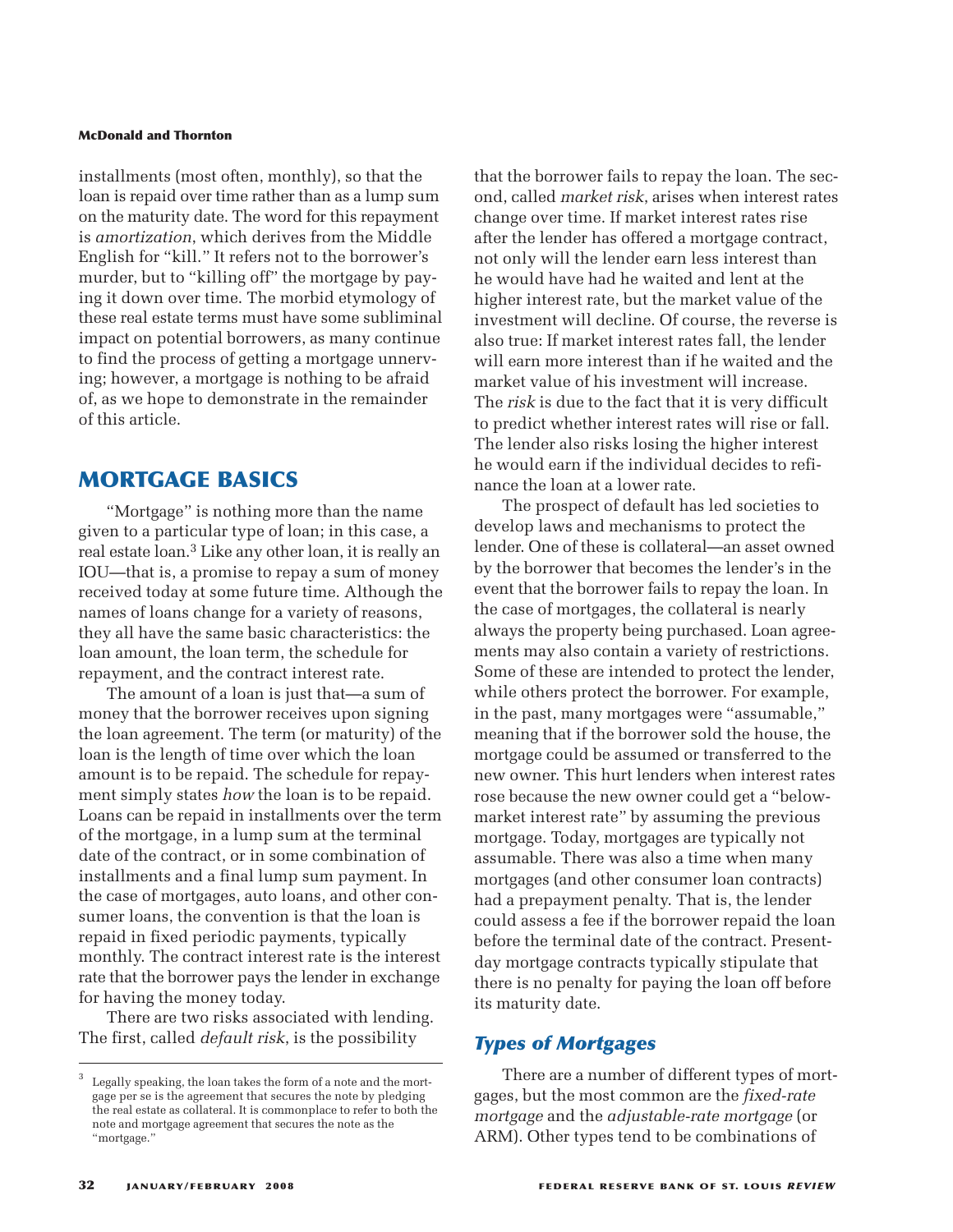installments (most often, monthly), so that the loan is repaid over time rather than as a lump sum on the maturity date. The word for this repayment is *amortization*, which derives from the Middle English for "kill." It refers not to the borrower's murder, but to "killing off" the mortgage by paying it down over time. The morbid etymology of these real estate terms must have some subliminal impact on potential borrowers, as many continue to find the process of getting a mortgage unnerving; however, a mortgage is nothing to be afraid of, as we hope to demonstrate in the remainder of this article.

## MORTGAGE BASICS

"Mortgage" is nothing more than the name given to a particular type of loan; in this case, a real estate loan.[3] Like any other loan, it is really an IOU—that is, a promise to repay a sum of money received today at some future time. Although the names of loans change for a variety of reasons, they all have the same basic characteristics: the loan amount, the loan term, the schedule for repayment, and the contract interest rate.

The amount of a loan is just that—a sum of money that the borrower receives upon signing the loan agreement. The term (or maturity) of the loan is the length of time over which the loan amount is to be repaid. The schedule for repayment simply states *how* the loan is to be repaid. Loans can be repaid in installments over the term of the mortgage, in a lump sum at the terminal date of the contract, or in some combination of installments and a final lump sum payment. In the case of mortgages, auto loans, and other consumer loans, the convention is that the loan is repaid in fixed periodic payments, typically monthly. The contract interest rate is the interest rate that the borrower pays the lender in exchange for having the money today.

There are two risks associated with lending. The first, called *default risk*, is the possibility that the borrower fails to repay the loan. The second, called *market risk*, arises when interest rates change over time. If market interest rates rise after the lender has offered a mortgage contract, not only will the lender earn less interest than he would have had he waited and lent at the higher interest rate, but the market value of the investment will decline. Of course, the reverse is also true: If market interest rates fall, the lender will earn more interest than if he waited and the market value of his investment will increase. The *risk* is due to the fact that it is very difficult to predict whether interest rates will rise or fall. The lender also risks losing the higher interest he would earn if the individual decides to refinance the loan at a lower rate.

The prospect of default has led societies to develop laws and mechanisms to protect the lender. One of these is collateral—an asset owned by the borrower that becomes the lender's in the event that the borrower fails to repay the loan. In the case of mortgages, the collateral is nearly always the property being purchased. Loan agreements may also contain a variety of restrictions. Some of these are intended to protect the lender, while others protect the borrower. For example, in the past, many mortgages were "assumable," meaning that if the borrower sold the house, the mortgage could be assumed or transferred to the new owner. This hurt lenders when interest rates rose because the new owner could get a "below-market interest rate" by assuming the previous mortgage. Today, mortgages are typically not assumable. There was also a time when many mortgages (and other consumer loan contracts) had a prepayment penalty. That is, the lender could assess a fee if the borrower repaid the loan before the terminal date of the contract. Present-day mortgage contracts typically stipulate that there is no penalty for paying the loan off before its maturity date.

### Types of Mortgages

There are a number of different types of mortgages, but the most common are the *fixed-rate mortgage* and the *adjustable-rate mortgage* (or ARM). Other types tend to be combinations of

---

[3] Legally speaking, the loan takes the form of a note and the mortgage per se is the agreement that secures the note by pledging the real estate as collateral. It is commonplace to refer to both the note and mortgage agreement that secures the note as the "mortgage."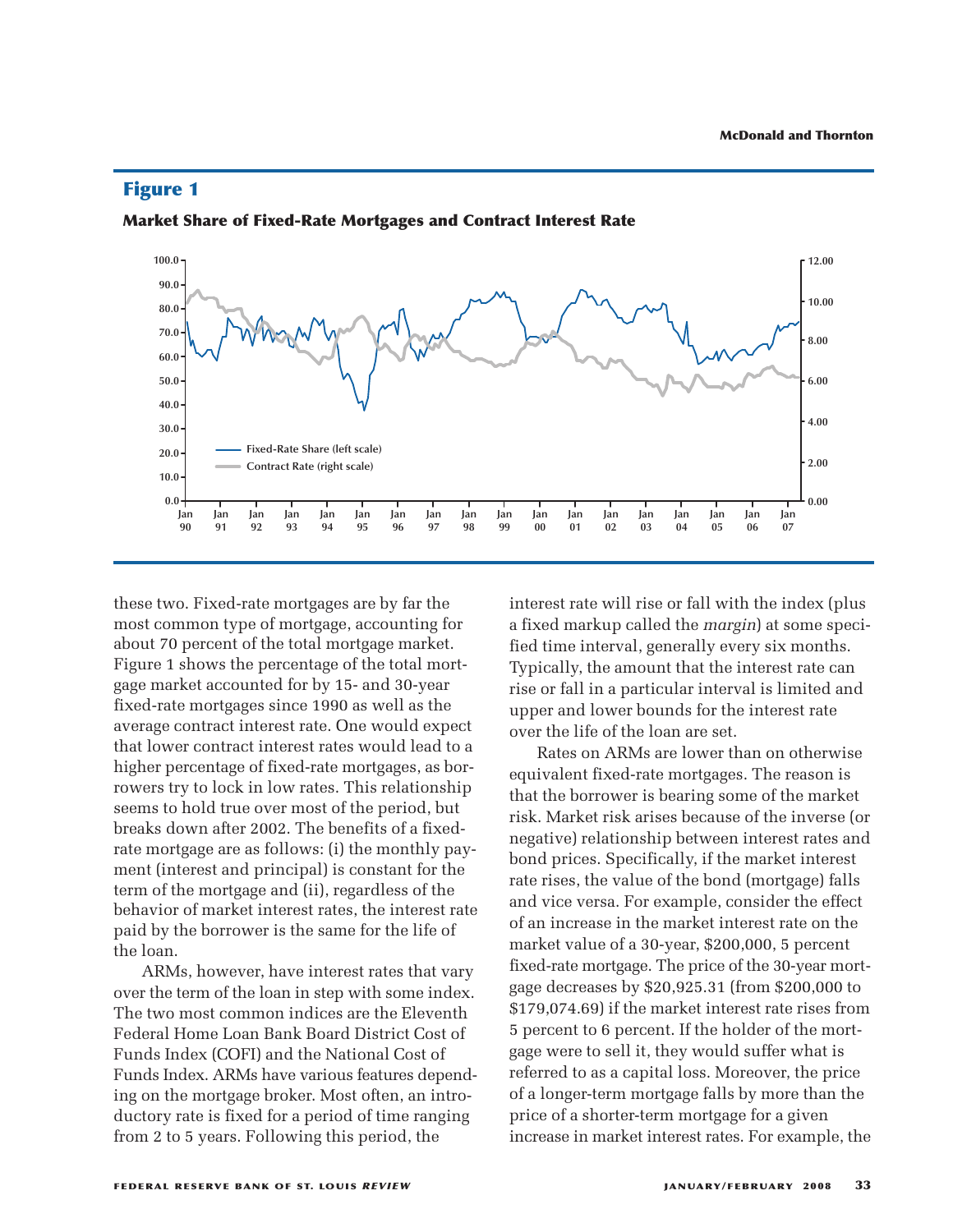## Figure 1

**Market Share of Fixed-Rate Mortgages and Contract Interest Rate**

these two. Fixed-rate mortgages are by far the most common type of mortgage, accounting for about 70 percent of the total mortgage market. Figure 1 shows the percentage of the total mortgage market accounted for by 15- and 30-year fixed-rate mortgages since 1990 as well as the average contract interest rate. One would expect that lower contract interest rates would lead to a higher percentage of fixed-rate mortgages, as borrowers try to lock in low rates. This relationship seems to hold true over most of the period, but breaks down after 2002. The benefits of a fixed-rate mortgage are as follows: (i) the monthly payment (interest and principal) is constant for the term of the mortgage and (ii), regardless of the behavior of market interest rates, the interest rate paid by the borrower is the same for the life of the loan.

ARMs, however, have interest rates that vary over the term of the loan in step with some index. The two most common indices are the Eleventh Federal Home Loan Bank Board District Cost of Funds Index (COFI) and the National Cost of Funds Index. ARMs have various features depending on the mortgage broker. Most often, an introductory rate is fixed for a period of time ranging from 2 to 5 years. Following this period, the interest rate will rise or fall with the index (plus a fixed markup called the *margin*) at some specified time interval, generally every six months. Typically, the amount that the interest rate can rise or fall in a particular interval is limited and upper and lower bounds for the interest rate over the life of the loan are set.

Rates on ARMs are lower than on otherwise equivalent fixed-rate mortgages. The reason is that the borrower is bearing some of the market risk. Market risk arises because of the inverse (or negative) relationship between interest rates and bond prices. Specifically, if the market interest rate rises, the value of the bond (mortgage) falls and vice versa. For example, consider the effect of an increase in the market interest rate on the market value of a 30-year, $200,000, 5 percent fixed-rate mortgage. The price of the 30-year mortgage decreases by $20,925.31 (from $200,000 to $179,074.69) if the market interest rate rises from 5 percent to 6 percent. If the holder of the mortgage were to sell it, they would suffer what is referred to as a capital loss. Moreover, the price of a longer-term mortgage falls by more than the price of a shorter-term mortgage for a given increase in market interest rates. For example, the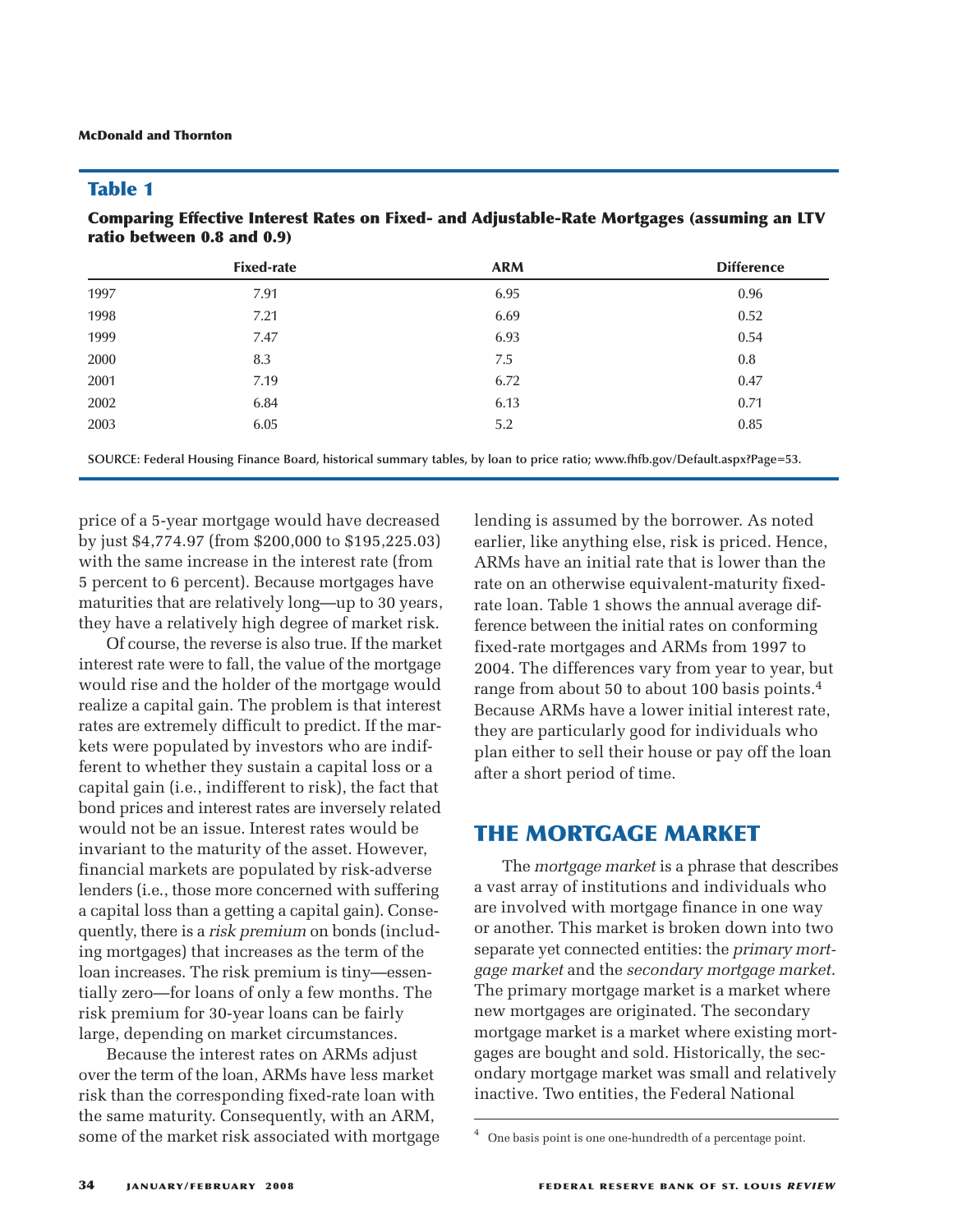**Table 1**

**Comparing Effective Interest Rates on Fixed- and Adjustable-Rate Mortgages (assuming an LTV ratio between 0.8 and 0.9)**

| | Fixed-rate | ARM | Difference |
|---|---|---|---|
| 1997 | 7.91 | 6.95 | 0.96 |
| 1998 | 7.21 | 6.69 | 0.52 |
| 1999 | 7.47 | 6.93 | 0.54 |
| 2000 | 8.3 | 7.5 | 0.8 |
| 2001 | 7.19 | 6.72 | 0.47 |
| 2002 | 6.84 | 6.13 | 0.71 |
| 2003 | 6.05 | 5.2 | 0.85 |

SOURCE: Federal Housing Finance Board, historical summary tables, by loan to price ratio; www.fhfb.gov/Default.aspx?Page=53.

price of a 5-year mortgage would have decreased by just $4,774.97 (from $200,000 to $195,225.03) with the same increase in the interest rate (from 5 percent to 6 percent). Because mortgages have maturities that are relatively long—up to 30 years, they have a relatively high degree of market risk.

Of course, the reverse is also true. If the market interest rate were to fall, the value of the mortgage would rise and the holder of the mortgage would realize a capital gain. The problem is that interest rates are extremely difficult to predict. If the markets were populated by investors who are indifferent to whether they sustain a capital loss or a capital gain (i.e., indifferent to risk), the fact that bond prices and interest rates are inversely related would not be an issue. Interest rates would be invariant to the maturity of the asset. However, financial markets are populated by risk-adverse lenders (i.e., those more concerned with suffering a capital loss than a getting a capital gain). Consequently, there is a *risk premium* on bonds (including mortgages) that increases as the term of the loan increases. The risk premium is tiny—essentially zero—for loans of only a few months. The risk premium for 30-year loans can be fairly large, depending on market circumstances.

Because the interest rates on ARMs adjust over the term of the loan, ARMs have less market risk than the corresponding fixed-rate loan with the same maturity. Consequently, with an ARM, some of the market risk associated with mortgage lending is assumed by the borrower. As noted earlier, like anything else, risk is priced. Hence, ARMs have an initial rate that is lower than the rate on an otherwise equivalent-maturity fixed-rate loan. Table 1 shows the annual average difference between the initial rates on conforming fixed-rate mortgages and ARMs from 1997 to 2004. The differences vary from year to year, but range from about 50 to about 100 basis points.[4] Because ARMs have a lower initial interest rate, they are particularly good for individuals who plan either to sell their house or pay off the loan after a short period of time.

## THE MORTGAGE MARKET

The *mortgage market* is a phrase that describes a vast array of institutions and individuals who are involved with mortgage finance in one way or another. This market is broken down into two separate yet connected entities: the *primary mortgage market* and the *secondary mortgage market*. The primary mortgage market is a market where new mortgages are originated. The secondary mortgage market is a market where existing mortgages are bought and sold. Historically, the secondary mortgage market was small and relatively inactive. Two entities, the Federal National

[4] One basis point is one one-hundredth of a percentage point.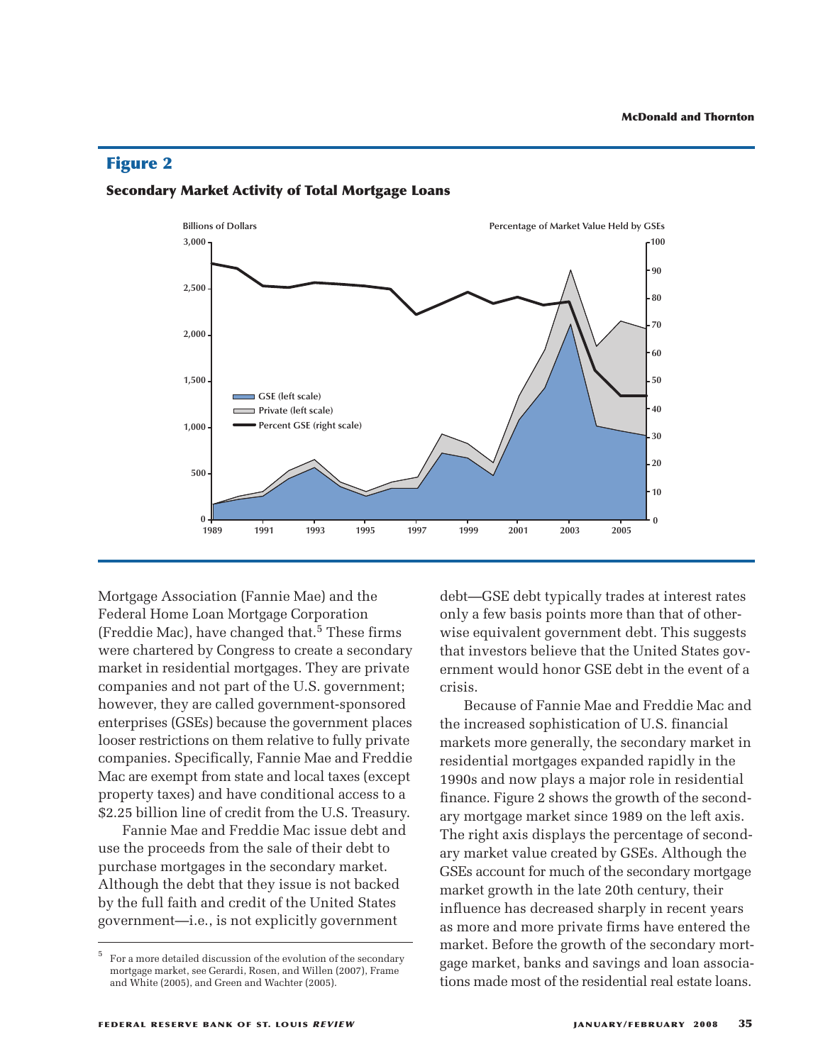## Figure 2

### Secondary Market Activity of Total Mortgage Loans

Mortgage Association (Fannie Mae) and the Federal Home Loan Mortgage Corporation (Freddie Mac), have changed that.[5] These firms were chartered by Congress to create a secondary market in residential mortgages. They are private companies and not part of the U.S. government; however, they are called government-sponsored enterprises (GSEs) because the government places looser restrictions on them relative to fully private companies. Specifically, Fannie Mae and Freddie Mac are exempt from state and local taxes (except property taxes) and have conditional access to a \$2.25 billion line of credit from the U.S. Treasury.

Fannie Mae and Freddie Mac issue debt and use the proceeds from the sale of their debt to purchase mortgages in the secondary market. Although the debt that they issue is not backed by the full faith and credit of the United States government—i.e., is not explicitly government debt—GSE debt typically trades at interest rates only a few basis points more than that of otherwise equivalent government debt. This suggests that investors believe that the United States government would honor GSE debt in the event of a crisis.

Because of Fannie Mae and Freddie Mac and the increased sophistication of U.S. financial markets more generally, the secondary market in residential mortgages expanded rapidly in the 1990s and now plays a major role in residential finance. Figure 2 shows the growth of the secondary mortgage market since 1989 on the left axis. The right axis displays the percentage of secondary market value created by GSEs. Although the GSEs account for much of the secondary mortgage market growth in the late 20th century, their influence has decreased sharply in recent years as more and more private firms have entered the market. Before the growth of the secondary mortgage market, banks and savings and loan associations made most of the residential real estate loans.

[5] For a more detailed discussion of the evolution of the secondary mortgage market, see Gerardi, Rosen, and Willen (2007), Frame and White (2005), and Green and Wachter (2005).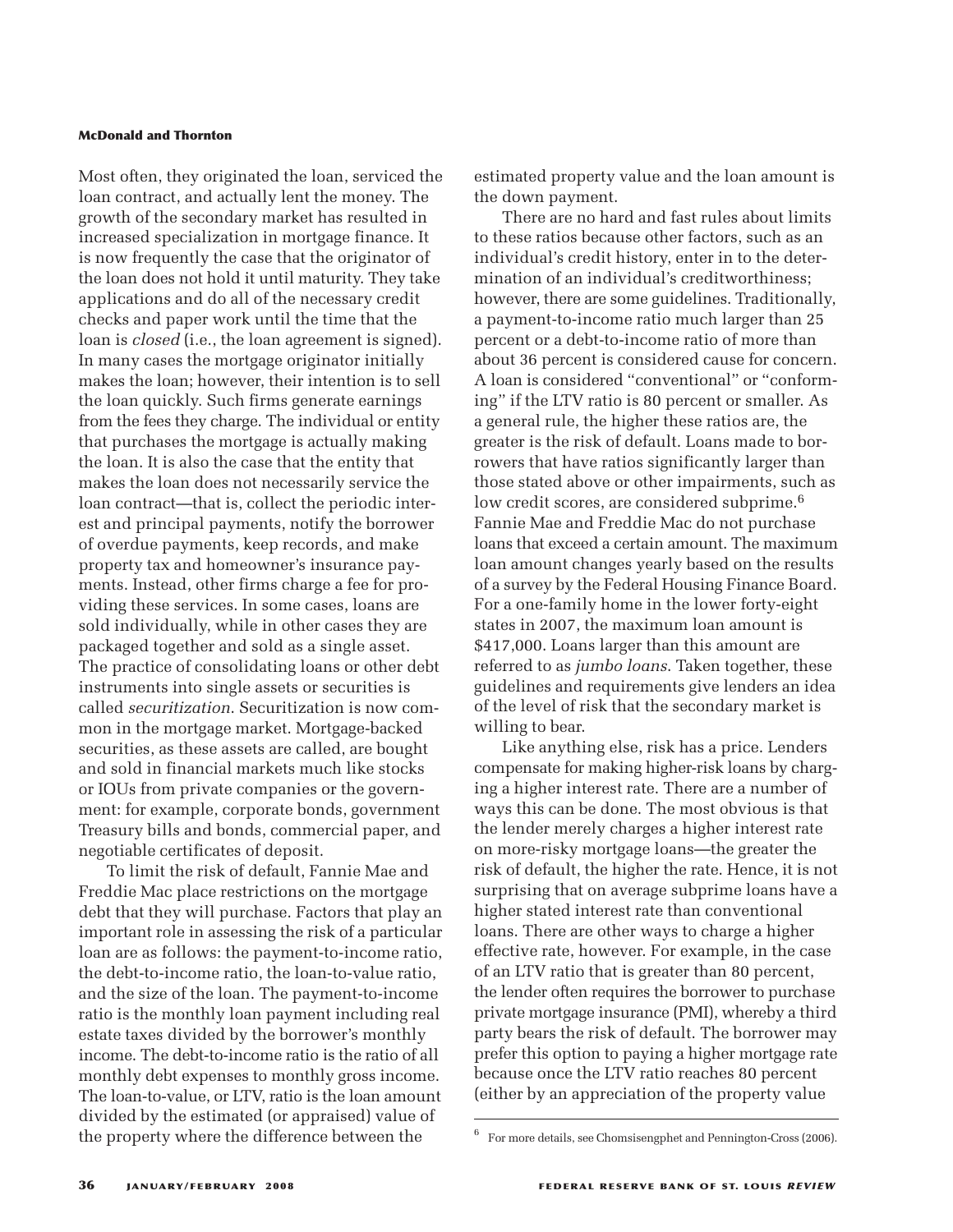Most often, they originated the loan, serviced the loan contract, and actually lent the money. The growth of the secondary market has resulted in increased specialization in mortgage finance. It is now frequently the case that the originator of the loan does not hold it until maturity. They take applications and do all of the necessary credit checks and paper work until the time that the loan is *closed* (i.e., the loan agreement is signed). In many cases the mortgage originator initially makes the loan; however, their intention is to sell the loan quickly. Such firms generate earnings from the fees they charge. The individual or entity that purchases the mortgage is actually making the loan. It is also the case that the entity that makes the loan does not necessarily service the loan contract—that is, collect the periodic interest and principal payments, notify the borrower of overdue payments, keep records, and make property tax and homeowner's insurance payments. Instead, other firms charge a fee for providing these services. In some cases, loans are sold individually, while in other cases they are packaged together and sold as a single asset. The practice of consolidating loans or other debt instruments into single assets or securities is called *securitization*. Securitization is now common in the mortgage market. Mortgage-backed securities, as these assets are called, are bought and sold in financial markets much like stocks or IOUs from private companies or the government: for example, corporate bonds, government Treasury bills and bonds, commercial paper, and negotiable certificates of deposit.

To limit the risk of default, Fannie Mae and Freddie Mac place restrictions on the mortgage debt that they will purchase. Factors that play an important role in assessing the risk of a particular loan are as follows: the payment-to-income ratio, the debt-to-income ratio, the loan-to-value ratio, and the size of the loan. The payment-to-income ratio is the monthly loan payment including real estate taxes divided by the borrower's monthly income. The debt-to-income ratio is the ratio of all monthly debt expenses to monthly gross income. The loan-to-value, or LTV, ratio is the loan amount divided by the estimated (or appraised) value of the property where the difference between the estimated property value and the loan amount is the down payment.

There are no hard and fast rules about limits to these ratios because other factors, such as an individual's credit history, enter in to the determination of an individual's creditworthiness; however, there are some guidelines. Traditionally, a payment-to-income ratio much larger than 25 percent or a debt-to-income ratio of more than about 36 percent is considered cause for concern. A loan is considered "conventional" or "conforming" if the LTV ratio is 80 percent or smaller. As a general rule, the higher these ratios are, the greater is the risk of default. Loans made to borrowers that have ratios significantly larger than those stated above or other impairments, such as low credit scores, are considered subprime.[6] Fannie Mae and Freddie Mac do not purchase loans that exceed a certain amount. The maximum loan amount changes yearly based on the results of a survey by the Federal Housing Finance Board. For a one-family home in the lower forty-eight states in 2007, the maximum loan amount is $417,000. Loans larger than this amount are referred to as *jumbo loans*. Taken together, these guidelines and requirements give lenders an idea of the level of risk that the secondary market is willing to bear.

Like anything else, risk has a price. Lenders compensate for making higher-risk loans by charging a higher interest rate. There are a number of ways this can be done. The most obvious is that the lender merely charges a higher interest rate on more-risky mortgage loans—the greater the risk of default, the higher the rate. Hence, it is not surprising that on average subprime loans have a higher stated interest rate than conventional loans. There are other ways to charge a higher effective rate, however. For example, in the case of an LTV ratio that is greater than 80 percent, the lender often requires the borrower to purchase private mortgage insurance (PMI), whereby a third party bears the risk of default. The borrower may prefer this option to paying a higher mortgage rate because once the LTV ratio reaches 80 percent (either by an appreciation of the property value

---

[6] For more details, see Chomsisengphet and Pennington-Cross (2006).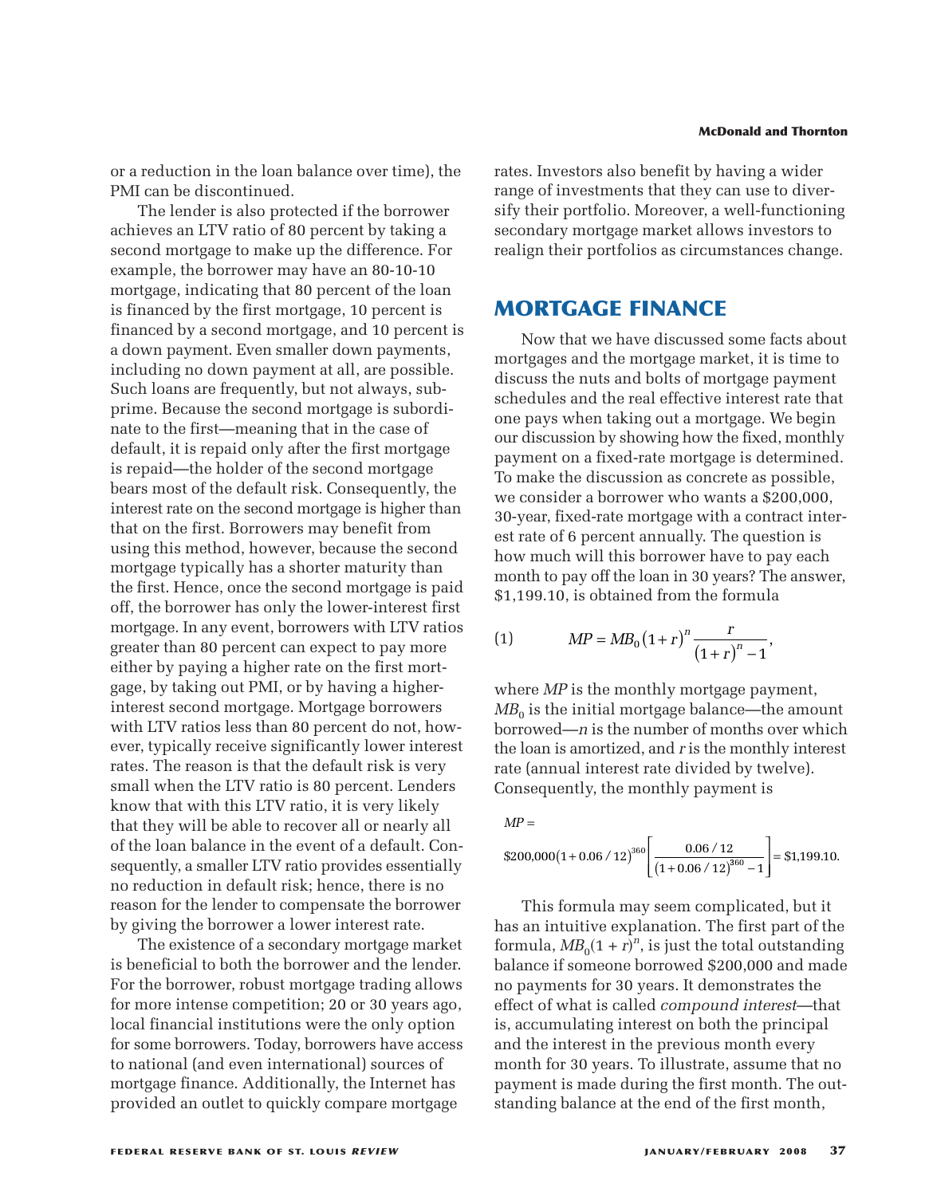or a reduction in the loan balance over time), the PMI can be discontinued.

The lender is also protected if the borrower achieves an LTV ratio of 80 percent by taking a second mortgage to make up the difference. For example, the borrower may have an 80-10-10 mortgage, indicating that 80 percent of the loan is financed by the first mortgage, 10 percent is financed by a second mortgage, and 10 percent is a down payment. Even smaller down payments, including no down payment at all, are possible. Such loans are frequently, but not always, subprime. Because the second mortgage is subordinate to the first—meaning that in the case of default, it is repaid only after the first mortgage is repaid—the holder of the second mortgage bears most of the default risk. Consequently, the interest rate on the second mortgage is higher than that on the first. Borrowers may benefit from using this method, however, because the second mortgage typically has a shorter maturity than the first. Hence, once the second mortgage is paid off, the borrower has only the lower-interest first mortgage. In any event, borrowers with LTV ratios greater than 80 percent can expect to pay more either by paying a higher rate on the first mortgage, by taking out PMI, or by having a higher-interest second mortgage. Mortgage borrowers with LTV ratios less than 80 percent do not, however, typically receive significantly lower interest rates. The reason is that the default risk is very small when the LTV ratio is 80 percent. Lenders know that with this LTV ratio, it is very likely that they will be able to recover all or nearly all of the loan balance in the event of a default. Consequently, a smaller LTV ratio provides essentially no reduction in default risk; hence, there is no reason for the lender to compensate the borrower by giving the borrower a lower interest rate.

The existence of a secondary mortgage market is beneficial to both the borrower and the lender. For the borrower, robust mortgage trading allows for more intense competition; 20 or 30 years ago, local financial institutions were the only option for some borrowers. Today, borrowers have access to national (and even international) sources of mortgage finance. Additionally, the Internet has provided an outlet to quickly compare mortgage rates. Investors also benefit by having a wider range of investments that they can use to diversify their portfolio. Moreover, a well-functioning secondary mortgage market allows investors to realign their portfolios as circumstances change.

## MORTGAGE FINANCE

Now that we have discussed some facts about mortgages and the mortgage market, it is time to discuss the nuts and bolts of mortgage payment schedules and the real effective interest rate that one pays when taking out a mortgage. We begin our discussion by showing how the fixed, monthly payment on a fixed-rate mortgage is determined. To make the discussion as concrete as possible, we consider a borrower who wants a \$200,000, 30-year, fixed-rate mortgage with a contract interest rate of 6 percent annually. The question is how much will this borrower have to pay each month to pay off the loan in 30 years? The answer, \$1,199.10, is obtained from the formula

$$MP = MB_0\left(1+r\right)^n \frac{r}{\left(1+r\right)^n - 1}, \tag{1}$$

where $MP$ is the monthly mortgage payment, $MB_0$ is the initial mortgage balance—the amount borrowed—$n$ is the number of months over which the loan is amortized, and $r$ is the monthly interest rate (annual interest rate divided by twelve). Consequently, the monthly payment is

$$MP = \$200{,}000\left(1+0.06/12\right)^{360}\left[\frac{0.06/12}{\left(1+0.06/12\right)^{360}-1}\right] = \$1{,}199.10.$$

This formula may seem complicated, but it has an intuitive explanation. The first part of the formula, $MB_0(1 + r)^n$, is just the total outstanding balance if someone borrowed \$200,000 and made no payments for 30 years. It demonstrates the effect of what is called *compound interest*—that is, accumulating interest on both the principal and the interest in the previous month every month for 30 years. To illustrate, assume that no payment is made during the first month. The outstanding balance at the end of the first month,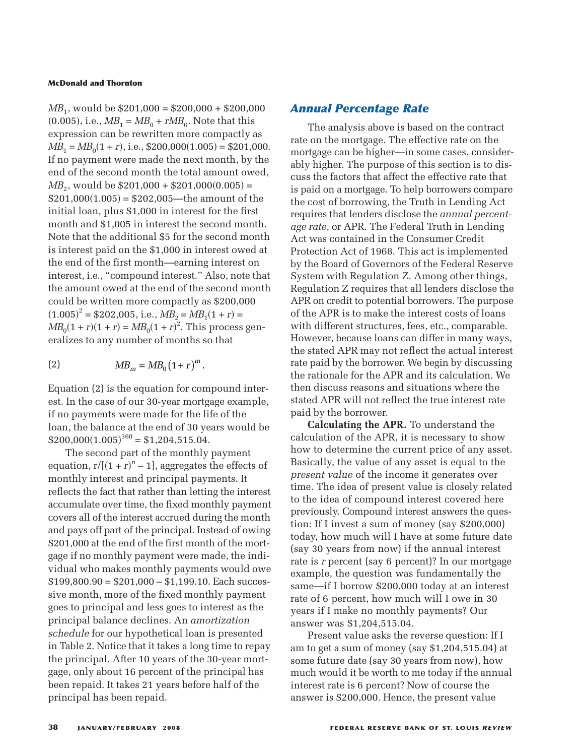$MB_1$, would be \$201,000 = \$200,000 + \$200,000 (0.005), i.e., $MB_1 = MB_0 + rMB_0$. Note that this expression can be rewritten more compactly as $MB_1 = MB_0(1 + r)$, i.e., \$200,000(1.005) = \$201,000. If no payment were made the next month, by the end of the second month the total amount owed, $MB_2$, would be \$201,000 + \$201,000(0.005) = \$201,000(1.005) = \$202,005—the amount of the initial loan, plus \$1,000 in interest for the first month and \$1,005 in interest the second month. Note that the additional \$5 for the second month is interest paid on the \$1,000 in interest owed at the end of the first month—earning interest on interest, i.e., "compound interest." Also, note that the amount owed at the end of the second month could be written more compactly as \$200,000 $(1.005)^2$ = \$202,005, i.e., $MB_2 = MB_1(1 + r) = MB_0(1 + r)(1 + r) = MB_0(1 + r)^2$. This process generalizes to any number of months so that

$$MB_m = MB_0\left(1+r\right)^m. \tag{2}$$

Equation (2) is the equation for compound interest. In the case of our 30-year mortgage example, if no payments were made for the life of the loan, the balance at the end of 30 years would be \$200,000$(1.005)^{360}$ = \$1,204,515.04.

The second part of the monthly payment equation, $r/[(1 + r)^n - 1]$, aggregates the effects of monthly interest and principal payments. It reflects the fact that rather than letting the interest accumulate over time, the fixed monthly payment covers all of the interest accrued during the month and pays off part of the principal. Instead of owing \$201,000 at the end of the first month of the mortgage if no monthly payment were made, the individual who makes monthly payments would owe \$199,800.90 = \$201,000 – \$1,199.10. Each successive month, more of the fixed monthly payment goes to principal and less goes to interest as the principal balance declines. An *amortization schedule* for our hypothetical loan is presented in Table 2. Notice that it takes a long time to repay the principal. After 10 years of the 30-year mortgage, only about 16 percent of the principal has been repaid. It takes 21 years before half of the principal has been repaid.

## Annual Percentage Rate

The analysis above is based on the contract rate on the mortgage. The effective rate on the mortgage can be higher—in some cases, considerably higher. The purpose of this section is to discuss the factors that affect the effective rate that is paid on a mortgage. To help borrowers compare the cost of borrowing, the Truth in Lending Act requires that lenders disclose the *annual percentage rate*, or APR. The Federal Truth in Lending Act was contained in the Consumer Credit Protection Act of 1968. This act is implemented by the Board of Governors of the Federal Reserve System with Regulation Z. Among other things, Regulation Z requires that all lenders disclose the APR on credit to potential borrowers. The purpose of the APR is to make the interest costs of loans with different structures, fees, etc., comparable. However, because loans can differ in many ways, the stated APR may not reflect the actual interest rate paid by the borrower. We begin by discussing the rationale for the APR and its calculation. We then discuss reasons and situations where the stated APR will not reflect the true interest rate paid by the borrower.

**Calculating the APR.** To understand the calculation of the APR, it is necessary to show how to determine the current price of any asset. Basically, the value of any asset is equal to the *present value* of the income it generates over time. The idea of present value is closely related to the idea of compound interest covered here previously. Compound interest answers the question: If I invest a sum of money (say \$200,000) today, how much will I have at some future date (say 30 years from now) if the annual interest rate is *r* percent (say 6 percent)? In our mortgage example, the question was fundamentally the same—if I borrow \$200,000 today at an interest rate of 6 percent, how much will I owe in 30 years if I make no monthly payments? Our answer was \$1,204,515.04.

Present value asks the reverse question: If I am to get a sum of money (say \$1,204,515.04) at some future date (say 30 years from now), how much would it be worth to me today if the annual interest rate is 6 percent? Now of course the answer is \$200,000. Hence, the present value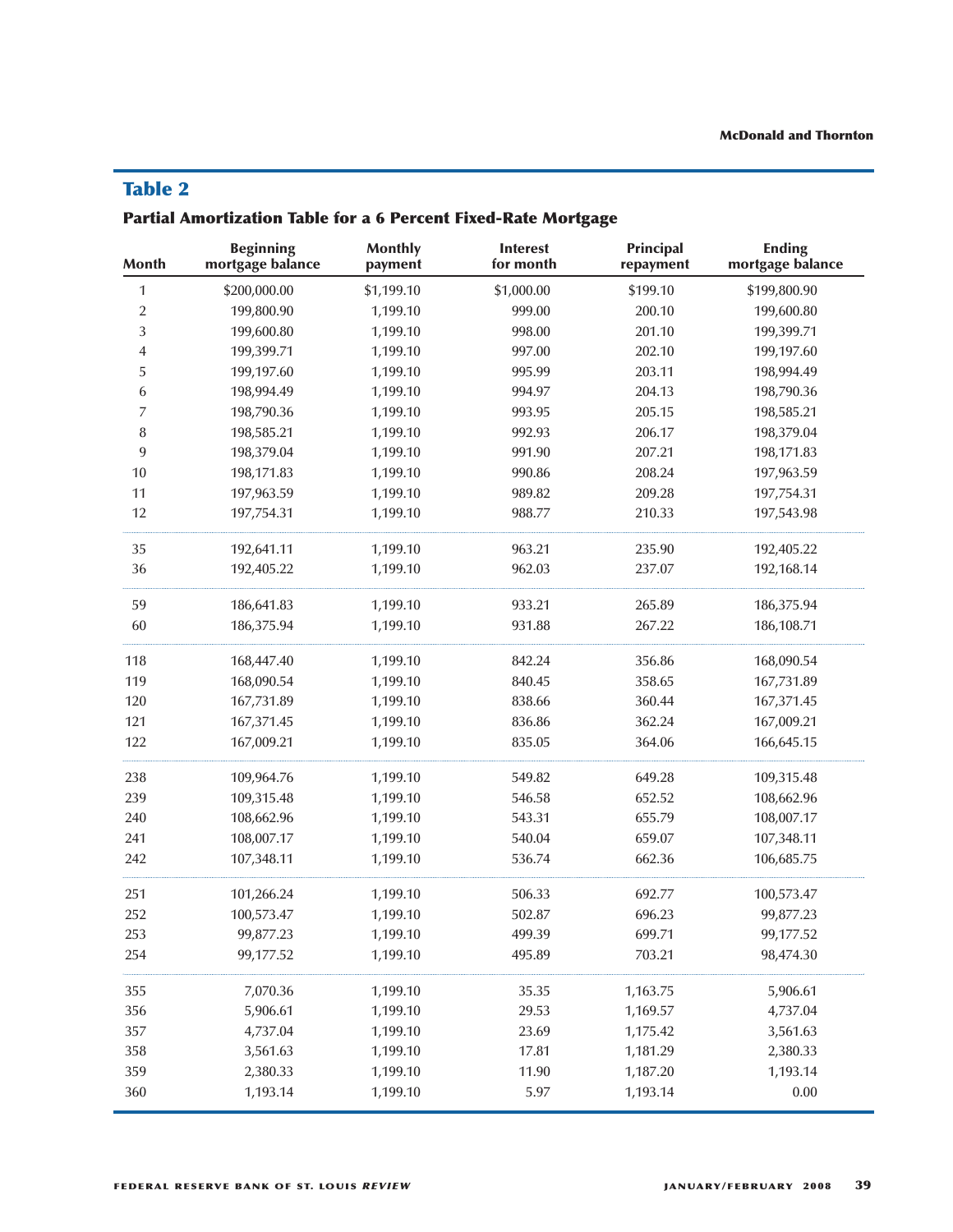## Table 2

### Partial Amortization Table for a 6 Percent Fixed-Rate Mortgage

| Month | Beginning mortgage balance | Monthly payment | Interest for month | Principal repayment | Ending mortgage balance |
|---|---|---|---|---|---|
| 1 | $200,000.00 | $1,199.10 | $1,000.00 | $199.10 | $199,800.90 |
| 2 | 199,800.90 | 1,199.10 | 999.00 | 200.10 | 199,600.80 |
| 3 | 199,600.80 | 1,199.10 | 998.00 | 201.10 | 199,399.71 |
| 4 | 199,399.71 | 1,199.10 | 997.00 | 202.10 | 199,197.60 |
| 5 | 199,197.60 | 1,199.10 | 995.99 | 203.11 | 198,994.49 |
| 6 | 198,994.49 | 1,199.10 | 994.97 | 204.13 | 198,790.36 |
| 7 | 198,790.36 | 1,199.10 | 993.95 | 205.15 | 198,585.21 |
| 8 | 198,585.21 | 1,199.10 | 992.93 | 206.17 | 198,379.04 |
| 9 | 198,379.04 | 1,199.10 | 991.90 | 207.21 | 198,171.83 |
| 10 | 198,171.83 | 1,199.10 | 990.86 | 208.24 | 197,963.59 |
| 11 | 197,963.59 | 1,199.10 | 989.82 | 209.28 | 197,754.31 |
| 12 | 197,754.31 | 1,199.10 | 988.77 | 210.33 | 197,543.98 |
| 35 | 192,641.11 | 1,199.10 | 963.21 | 235.90 | 192,405.22 |
| 36 | 192,405.22 | 1,199.10 | 962.03 | 237.07 | 192,168.14 |
| 59 | 186,641.83 | 1,199.10 | 933.21 | 265.89 | 186,375.94 |
| 60 | 186,375.94 | 1,199.10 | 931.88 | 267.22 | 186,108.71 |
| 118 | 168,447.40 | 1,199.10 | 842.24 | 356.86 | 168,090.54 |
| 119 | 168,090.54 | 1,199.10 | 840.45 | 358.65 | 167,731.89 |
| 120 | 167,731.89 | 1,199.10 | 838.66 | 360.44 | 167,371.45 |
| 121 | 167,371.45 | 1,199.10 | 836.86 | 362.24 | 167,009.21 |
| 122 | 167,009.21 | 1,199.10 | 835.05 | 364.06 | 166,645.15 |
| 238 | 109,964.76 | 1,199.10 | 549.82 | 649.28 | 109,315.48 |
| 239 | 109,315.48 | 1,199.10 | 546.58 | 652.52 | 108,662.96 |
| 240 | 108,662.96 | 1,199.10 | 543.31 | 655.79 | 108,007.17 |
| 241 | 108,007.17 | 1,199.10 | 540.04 | 659.07 | 107,348.11 |
| 242 | 107,348.11 | 1,199.10 | 536.74 | 662.36 | 106,685.75 |
| 251 | 101,266.24 | 1,199.10 | 506.33 | 692.77 | 100,573.47 |
| 252 | 100,573.47 | 1,199.10 | 502.87 | 696.23 | 99,877.23 |
| 253 | 99,877.23 | 1,199.10 | 499.39 | 699.71 | 99,177.52 |
| 254 | 99,177.52 | 1,199.10 | 495.89 | 703.21 | 98,474.30 |
| 355 | 7,070.36 | 1,199.10 | 35.35 | 1,163.75 | 5,906.61 |
| 356 | 5,906.61 | 1,199.10 | 29.53 | 1,169.57 | 4,737.04 |
| 357 | 4,737.04 | 1,199.10 | 23.69 | 1,175.42 | 3,561.63 |
| 358 | 3,561.63 | 1,199.10 | 17.81 | 1,181.29 | 2,380.33 |
| 359 | 2,380.33 | 1,199.10 | 11.90 | 1,187.20 | 1,193.14 |
| 360 | 1,193.14 | 1,199.10 | 5.97 | 1,193.14 | 0.00 |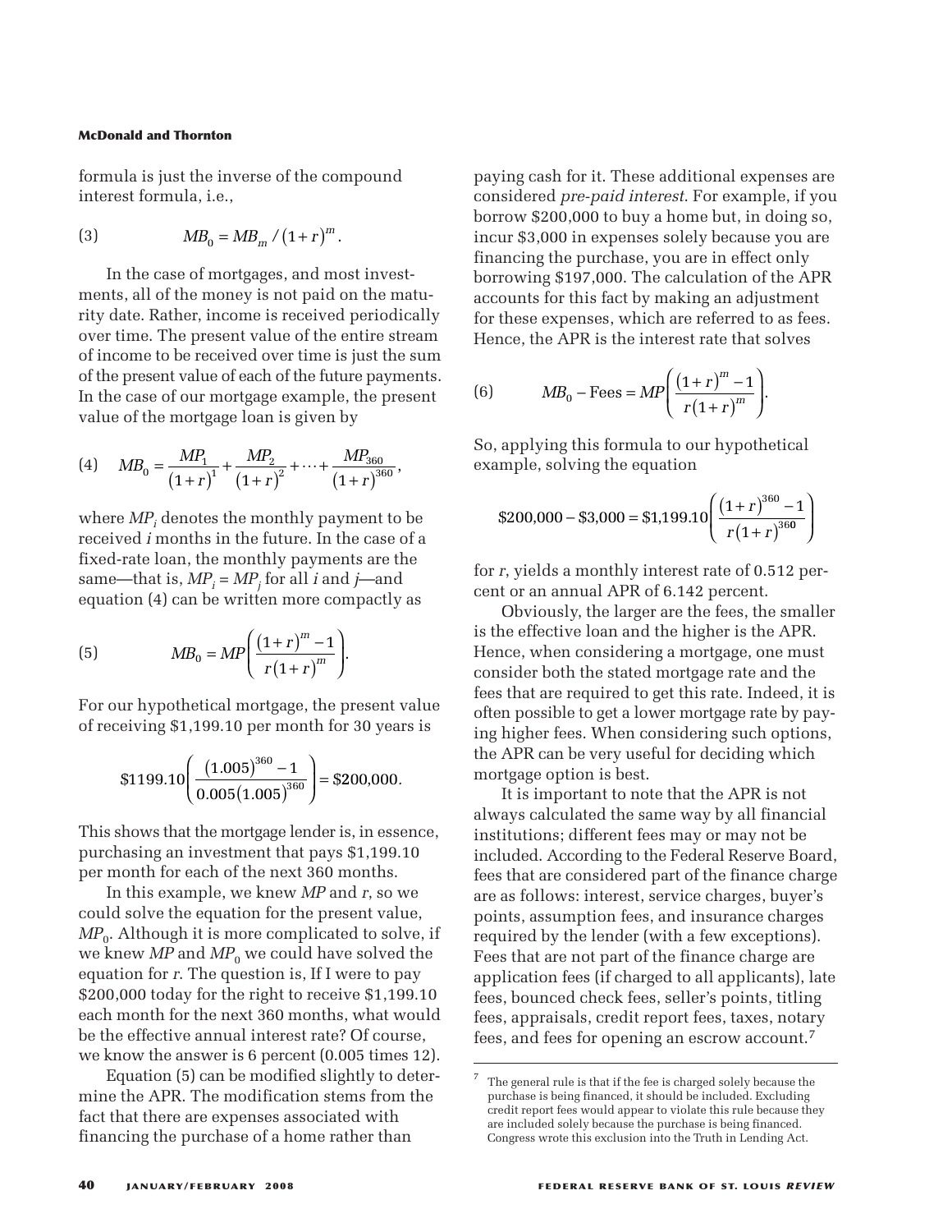formula is just the inverse of the compound interest formula, i.e.,

$$MB_0 = MB_m / (1+r)^m. \tag{3}$$

In the case of mortgages, and most investments, all of the money is not paid on the maturity date. Rather, income is received periodically over time. The present value of the entire stream of income to be received over time is just the sum of the present value of each of the future payments. In the case of our mortgage example, the present value of the mortgage loan is given by

$$MB_0 = \frac{MP_1}{(1+r)^1} + \frac{MP_2}{(1+r)^2} + \cdots + \frac{MP_{360}}{(1+r)^{360}}, \tag{4}$$

where $MP_i$ denotes the monthly payment to be received $i$ months in the future. In the case of a fixed-rate loan, the monthly payments are the same—that is, $MP_i = MP_j$ for all $i$ and $j$—and equation (4) can be written more compactly as

$$MB_0 = MP\left(\frac{(1+r)^m - 1}{r(1+r)^m}\right). \tag{5}$$

For our hypothetical mortgage, the present value of receiving \$1,199.10 per month for 30 years is

$$\$1199.10\left(\frac{(1.005)^{360} - 1}{0.005(1.005)^{360}}\right) = \$200,000.$$

This shows that the mortgage lender is, in essence, purchasing an investment that pays \$1,199.10 per month for each of the next 360 months.

In this example, we knew $MP$ and $r$, so we could solve the equation for the present value, $MP_0$. Although it is more complicated to solve, if we knew $MP$ and $MP_0$ we could have solved the equation for $r$. The question is, If I were to pay \$200,000 today for the right to receive \$1,199.10 each month for the next 360 months, what would be the effective annual interest rate? Of course, we know the answer is 6 percent (0.005 times 12).

Equation (5) can be modified slightly to determine the APR. The modification stems from the fact that there are expenses associated with financing the purchase of a home rather than paying cash for it. These additional expenses are considered *pre-paid interest*. For example, if you borrow \$200,000 to buy a home but, in doing so, incur \$3,000 in expenses solely because you are financing the purchase, you are in effect only borrowing \$197,000. The calculation of the APR accounts for this fact by making an adjustment for these expenses, which are referred to as fees. Hence, the APR is the interest rate that solves

$$MB_0 - \text{Fees} = MP\left(\frac{(1+r)^m - 1}{r(1+r)^m}\right). \tag{6}$$

So, applying this formula to our hypothetical example, solving the equation

$$\$200,000 - \$3,000 = \$1,199.10\left(\frac{(1+r)^{360} - 1}{r(1+r)^{360}}\right)$$

for $r$, yields a monthly interest rate of 0.512 percent or an annual APR of 6.142 percent.

Obviously, the larger are the fees, the smaller is the effective loan and the higher is the APR. Hence, when considering a mortgage, one must consider both the stated mortgage rate and the fees that are required to get this rate. Indeed, it is often possible to get a lower mortgage rate by paying higher fees. When considering such options, the APR can be very useful for deciding which mortgage option is best.

It is important to note that the APR is not always calculated the same way by all financial institutions; different fees may or may not be included. According to the Federal Reserve Board, fees that are considered part of the finance charge are as follows: interest, service charges, buyer's points, assumption fees, and insurance charges required by the lender (with a few exceptions). Fees that are not part of the finance charge are application fees (if charged to all applicants), late fees, bounced check fees, seller's points, titling fees, appraisals, credit report fees, taxes, notary fees, and fees for opening an escrow account.[7]

[7] The general rule is that if the fee is charged solely because the purchase is being financed, it should be included. Excluding credit report fees would appear to violate this rule because they are included solely because the purchase is being financed. Congress wrote this exclusion into the Truth in Lending Act.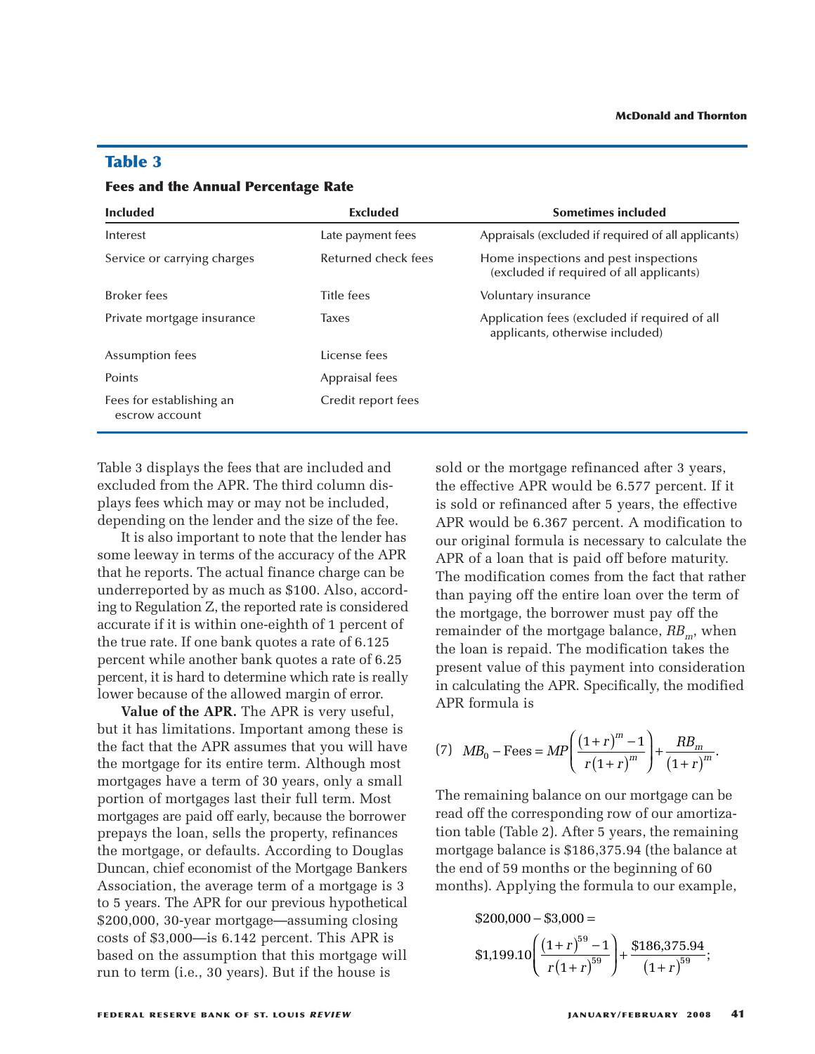## Table 3

### Fees and the Annual Percentage Rate

| Included | Excluded | Sometimes included |
|---|---|---|
| Interest | Late payment fees | Appraisals (excluded if required of all applicants) |
| Service or carrying charges | Returned check fees | Home inspections and pest inspections (excluded if required of all applicants) |
| Broker fees | Title fees | Voluntary insurance |
| Private mortgage insurance | Taxes | Application fees (excluded if required of all applicants, otherwise included) |
| Assumption fees | License fees | |
| Points | Appraisal fees | |
| Fees for establishing an escrow account | Credit report fees | |

Table 3 displays the fees that are included and excluded from the APR. The third column displays fees which may or may not be included, depending on the lender and the size of the fee.

It is also important to note that the lender has some leeway in terms of the accuracy of the APR that he reports. The actual finance charge can be underreported by as much as $100. Also, according to Regulation Z, the reported rate is considered accurate if it is within one-eighth of 1 percent of the true rate. If one bank quotes a rate of 6.125 percent while another bank quotes a rate of 6.25 percent, it is hard to determine which rate is really lower because of the allowed margin of error.

**Value of the APR.** The APR is very useful, but it has limitations. Important among these is the fact that the APR assumes that you will have the mortgage for its entire term. Although most mortgages have a term of 30 years, only a small portion of mortgages last their full term. Most mortgages are paid off early, because the borrower prepays the loan, sells the property, refinances the mortgage, or defaults. According to Douglas Duncan, chief economist of the Mortgage Bankers Association, the average term of a mortgage is 3 to 5 years. The APR for our previous hypothetical $200,000, 30-year mortgage—assuming closing costs of $3,000—is 6.142 percent. This APR is based on the assumption that this mortgage will run to term (i.e., 30 years). But if the house is sold or the mortgage refinanced after 3 years, the effective APR would be 6.577 percent. If it is sold or refinanced after 5 years, the effective APR would be 6.367 percent. A modification to our original formula is necessary to calculate the APR of a loan that is paid off before maturity. The modification comes from the fact that rather than paying off the entire loan over the term of the mortgage, the borrower must pay off the remainder of the mortgage balance, $RB_m$, when the loan is repaid. The modification takes the present value of this payment into consideration in calculating the APR. Specifically, the modified APR formula is

$$(7)\quad MB_0 - \text{Fees} = MP\left(\frac{(1+r)^m - 1}{r(1+r)^m}\right) + \frac{RB_m}{(1+r)^m}.$$

The remaining balance on our mortgage can be read off the corresponding row of our amortization table (Table 2). After 5 years, the remaining mortgage balance is $186,375.94 (the balance at the end of 59 months or the beginning of 60 months). Applying the formula to our example,

$$\$200{,}000 - \$3{,}000 =$$

$$\$1{,}199.10\left(\frac{(1+r)^{59} - 1}{r(1+r)^{59}}\right) + \frac{\$186{,}375.94}{(1+r)^{59}};$$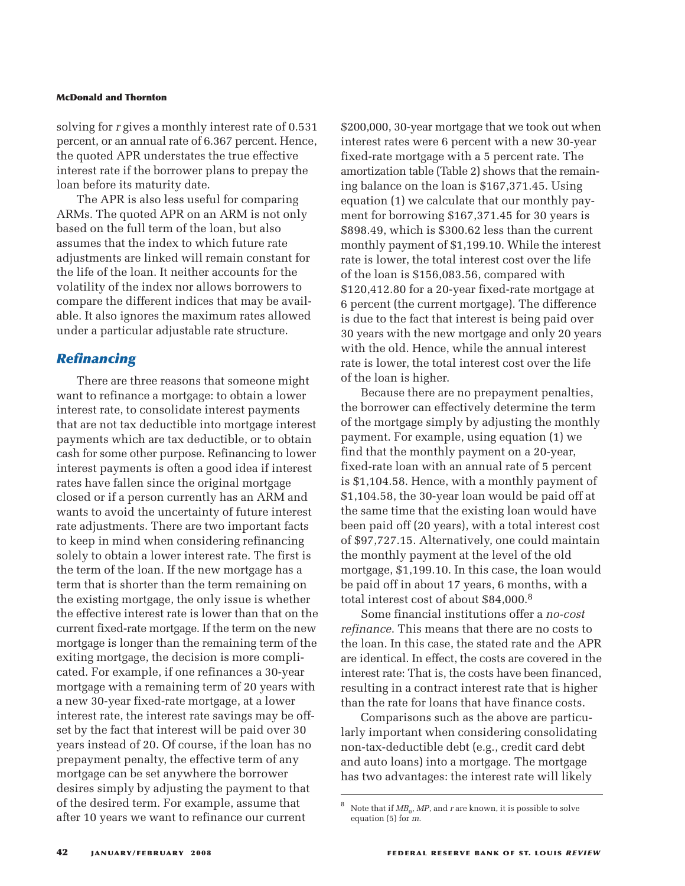solving for *r* gives a monthly interest rate of 0.531 percent, or an annual rate of 6.367 percent. Hence, the quoted APR understates the true effective interest rate if the borrower plans to prepay the loan before its maturity date.

The APR is also less useful for comparing ARMs. The quoted APR on an ARM is not only based on the full term of the loan, but also assumes that the index to which future rate adjustments are linked will remain constant for the life of the loan. It neither accounts for the volatility of the index nor allows borrowers to compare the different indices that may be available. It also ignores the maximum rates allowed under a particular adjustable rate structure.

## Refinancing

There are three reasons that someone might want to refinance a mortgage: to obtain a lower interest rate, to consolidate interest payments that are not tax deductible into mortgage interest payments which are tax deductible, or to obtain cash for some other purpose. Refinancing to lower interest payments is often a good idea if interest rates have fallen since the original mortgage closed or if a person currently has an ARM and wants to avoid the uncertainty of future interest rate adjustments. There are two important facts to keep in mind when considering refinancing solely to obtain a lower interest rate. The first is the term of the loan. If the new mortgage has a term that is shorter than the term remaining on the existing mortgage, the only issue is whether the effective interest rate is lower than that on the current fixed-rate mortgage. If the term on the new mortgage is longer than the remaining term of the exiting mortgage, the decision is more complicated. For example, if one refinances a 30-year mortgage with a remaining term of 20 years with a new 30-year fixed-rate mortgage, at a lower interest rate, the interest rate savings may be offset by the fact that interest will be paid over 30 years instead of 20. Of course, if the loan has no prepayment penalty, the effective term of any mortgage can be set anywhere the borrower desires simply by adjusting the payment to that of the desired term. For example, assume that after 10 years we want to refinance our current $200,000, 30-year mortgage that we took out when interest rates were 6 percent with a new 30-year fixed-rate mortgage with a 5 percent rate. The amortization table (Table 2) shows that the remaining balance on the loan is $167,371.45. Using equation (1) we calculate that our monthly payment for borrowing $167,371.45 for 30 years is $898.49, which is $300.62 less than the current monthly payment of $1,199.10. While the interest rate is lower, the total interest cost over the life of the loan is $156,083.56, compared with $120,412.80 for a 20-year fixed-rate mortgage at 6 percent (the current mortgage). The difference is due to the fact that interest is being paid over 30 years with the new mortgage and only 20 years with the old. Hence, while the annual interest rate is lower, the total interest cost over the life of the loan is higher.

Because there are no prepayment penalties, the borrower can effectively determine the term of the mortgage simply by adjusting the monthly payment. For example, using equation (1) we find that the monthly payment on a 20-year, fixed-rate loan with an annual rate of 5 percent is $1,104.58. Hence, with a monthly payment of $1,104.58, the 30-year loan would be paid off at the same time that the existing loan would have been paid off (20 years), with a total interest cost of $97,727.15. Alternatively, one could maintain the monthly payment at the level of the old mortgage, $1,199.10. In this case, the loan would be paid off in about 17 years, 6 months, with a total interest cost of about $84,000.[8]

Some financial institutions offer a *no-cost refinance*. This means that there are no costs to the loan. In this case, the stated rate and the APR are identical. In effect, the costs are covered in the interest rate: That is, the costs have been financed, resulting in a contract interest rate that is higher than the rate for loans that have finance costs.

Comparisons such as the above are particularly important when considering consolidating non-tax-deductible debt (e.g., credit card debt and auto loans) into a mortgage. The mortgage has two advantages: the interest rate will likely

---

[8] Note that if $MB_0$, $MP$, and $r$ are known, it is possible to solve equation (5) for $m$.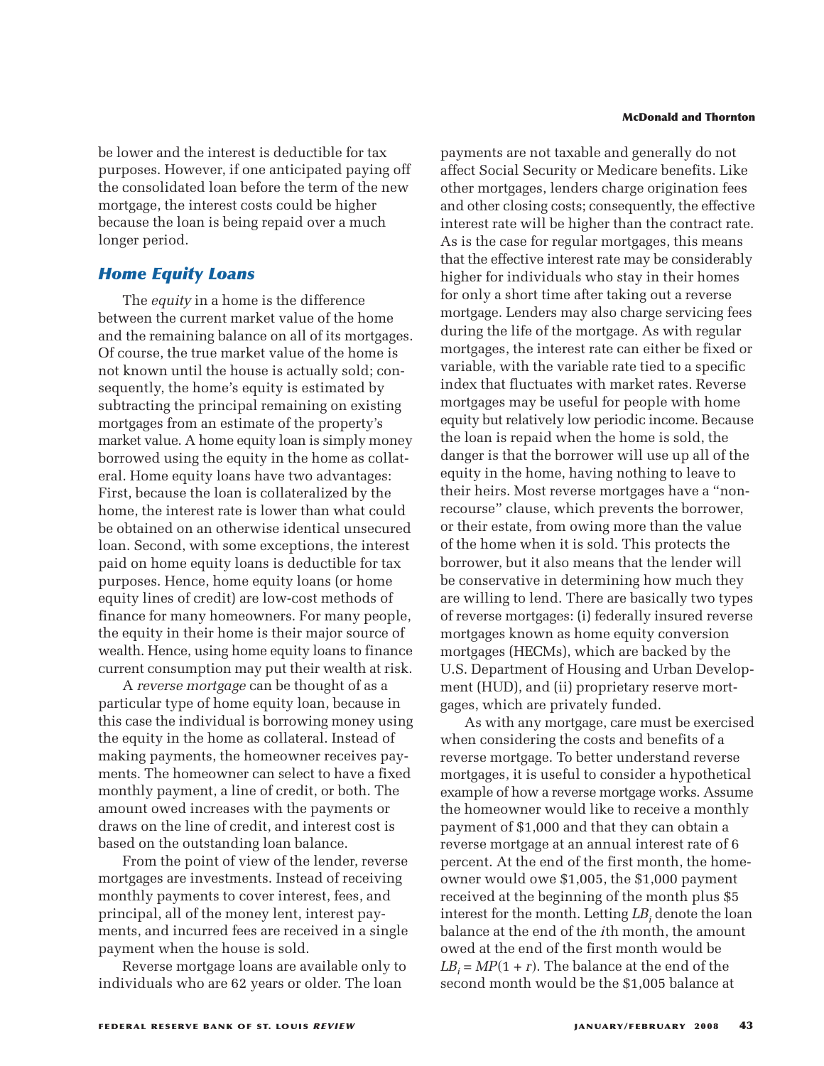be lower and the interest is deductible for tax purposes. However, if one anticipated paying off the consolidated loan before the term of the new mortgage, the interest costs could be higher because the loan is being repaid over a much longer period.

## Home Equity Loans

The *equity* in a home is the difference between the current market value of the home and the remaining balance on all of its mortgages. Of course, the true market value of the home is not known until the house is actually sold; consequently, the home's equity is estimated by subtracting the principal remaining on existing mortgages from an estimate of the property's market value. A home equity loan is simply money borrowed using the equity in the home as collateral. Home equity loans have two advantages: First, because the loan is collateralized by the home, the interest rate is lower than what could be obtained on an otherwise identical unsecured loan. Second, with some exceptions, the interest paid on home equity loans is deductible for tax purposes. Hence, home equity loans (or home equity lines of credit) are low-cost methods of finance for many homeowners. For many people, the equity in their home is their major source of wealth. Hence, using home equity loans to finance current consumption may put their wealth at risk.

A *reverse mortgage* can be thought of as a particular type of home equity loan, because in this case the individual is borrowing money using the equity in the home as collateral. Instead of making payments, the homeowner receives payments. The homeowner can select to have a fixed monthly payment, a line of credit, or both. The amount owed increases with the payments or draws on the line of credit, and interest cost is based on the outstanding loan balance.

From the point of view of the lender, reverse mortgages are investments. Instead of receiving monthly payments to cover interest, fees, and principal, all of the money lent, interest payments, and incurred fees are received in a single payment when the house is sold.

Reverse mortgage loans are available only to individuals who are 62 years or older. The loan payments are not taxable and generally do not affect Social Security or Medicare benefits. Like other mortgages, lenders charge origination fees and other closing costs; consequently, the effective interest rate will be higher than the contract rate. As is the case for regular mortgages, this means that the effective interest rate may be considerably higher for individuals who stay in their homes for only a short time after taking out a reverse mortgage. Lenders may also charge servicing fees during the life of the mortgage. As with regular mortgages, the interest rate can either be fixed or variable, with the variable rate tied to a specific index that fluctuates with market rates. Reverse mortgages may be useful for people with home equity but relatively low periodic income. Because the loan is repaid when the home is sold, the danger is that the borrower will use up all of the equity in the home, having nothing to leave to their heirs. Most reverse mortgages have a "nonrecourse" clause, which prevents the borrower, or their estate, from owing more than the value of the home when it is sold. This protects the borrower, but it also means that the lender will be conservative in determining how much they are willing to lend. There are basically two types of reverse mortgages: (i) federally insured reverse mortgages known as home equity conversion mortgages (HECMs), which are backed by the U.S. Department of Housing and Urban Development (HUD), and (ii) proprietary reserve mortgages, which are privately funded.

As with any mortgage, care must be exercised when considering the costs and benefits of a reverse mortgage. To better understand reverse mortgages, it is useful to consider a hypothetical example of how a reverse mortgage works. Assume the homeowner would like to receive a monthly payment of \$1,000 and that they can obtain a reverse mortgage at an annual interest rate of 6 percent. At the end of the first month, the homeowner would owe \$1,005, the \$1,000 payment received at the beginning of the month plus \$5 interest for the month. Letting $LB_i$ denote the loan balance at the end of the $i$th month, the amount owed at the end of the first month would be $LB_i = MP(1 + r)$. The balance at the end of the second month would be the \$1,005 balance at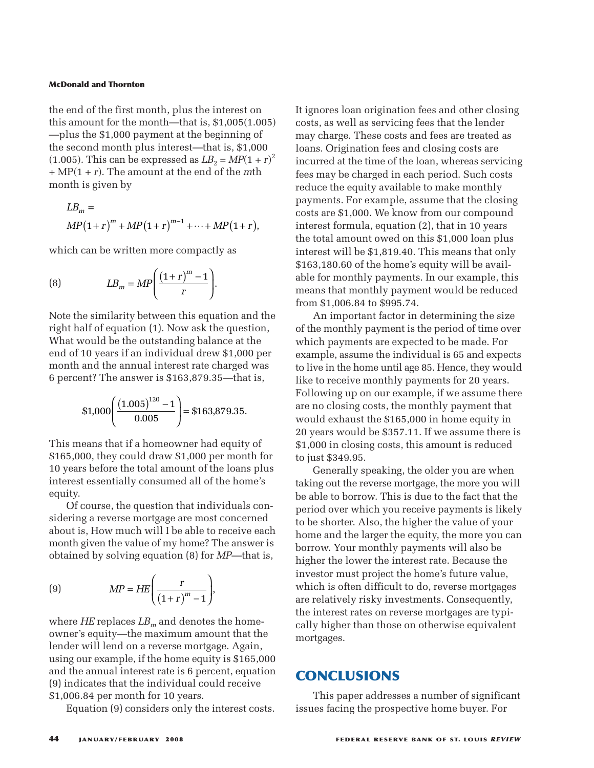the end of the first month, plus the interest on this amount for the month—that is, $1,005(1.005)—plus the $1,000 payment at the beginning of the second month plus interest—that is, $1,000 (1.005). This can be expressed as $LB_2 = MP(1 + r)^2 + MP(1 + r)$. The amount at the end of the $m$th month is given by

$$LB_m = MP(1+r)^m + MP(1+r)^{m-1} + \cdots + MP(1+r),$$

which can be written more compactly as

$$LB_m = MP\left(\frac{(1+r)^m - 1}{r}\right). \tag{8}$$

Note the similarity between this equation and the right half of equation (1). Now ask the question, What would be the outstanding balance at the end of 10 years if an individual drew $1,000 per month and the annual interest rate charged was 6 percent? The answer is $163,879.35—that is,

$$\$1{,}000\left(\frac{(1.005)^{120} - 1}{0.005}\right) = \$163{,}879.35.$$

This means that if a homeowner had equity of $165,000, they could draw $1,000 per month for 10 years before the total amount of the loans plus interest essentially consumed all of the home's equity.

Of course, the question that individuals considering a reverse mortgage are most concerned about is, How much will I be able to receive each month given the value of my home? The answer is obtained by solving equation (8) for $MP$—that is,

$$MP = HE\left(\frac{r}{(1+r)^m - 1}\right), \tag{9}$$

where $HE$ replaces $LB_m$ and denotes the homeowner's equity—the maximum amount that the lender will lend on a reverse mortgage. Again, using our example, if the home equity is $165,000 and the annual interest rate is 6 percent, equation (9) indicates that the individual could receive $1,006.84 per month for 10 years.

Equation (9) considers only the interest costs. It ignores loan origination fees and other closing costs, as well as servicing fees that the lender may charge. These costs and fees are treated as loans. Origination fees and closing costs are incurred at the time of the loan, whereas servicing fees may be charged in each period. Such costs reduce the equity available to make monthly payments. For example, assume that the closing costs are $1,000. We know from our compound interest formula, equation (2), that in 10 years the total amount owed on this $1,000 loan plus interest will be $1,819.40. This means that only $163,180.60 of the home's equity will be available for monthly payments. In our example, this means that monthly payment would be reduced from $1,006.84 to $995.74.

An important factor in determining the size of the monthly payment is the period of time over which payments are expected to be made. For example, assume the individual is 65 and expects to live in the home until age 85. Hence, they would like to receive monthly payments for 20 years. Following up on our example, if we assume there are no closing costs, the monthly payment that would exhaust the $165,000 in home equity in 20 years would be $357.11. If we assume there is $1,000 in closing costs, this amount is reduced to just $349.95.

Generally speaking, the older you are when taking out the reverse mortgage, the more you will be able to borrow. This is due to the fact that the period over which you receive payments is likely to be shorter. Also, the higher the value of your home and the larger the equity, the more you can borrow. Your monthly payments will also be higher the lower the interest rate. Because the investor must project the home's future value, which is often difficult to do, reverse mortgages are relatively risky investments. Consequently, the interest rates on reverse mortgages are typically higher than those on otherwise equivalent mortgages.

## CONCLUSIONS

This paper addresses a number of significant issues facing the prospective home buyer. For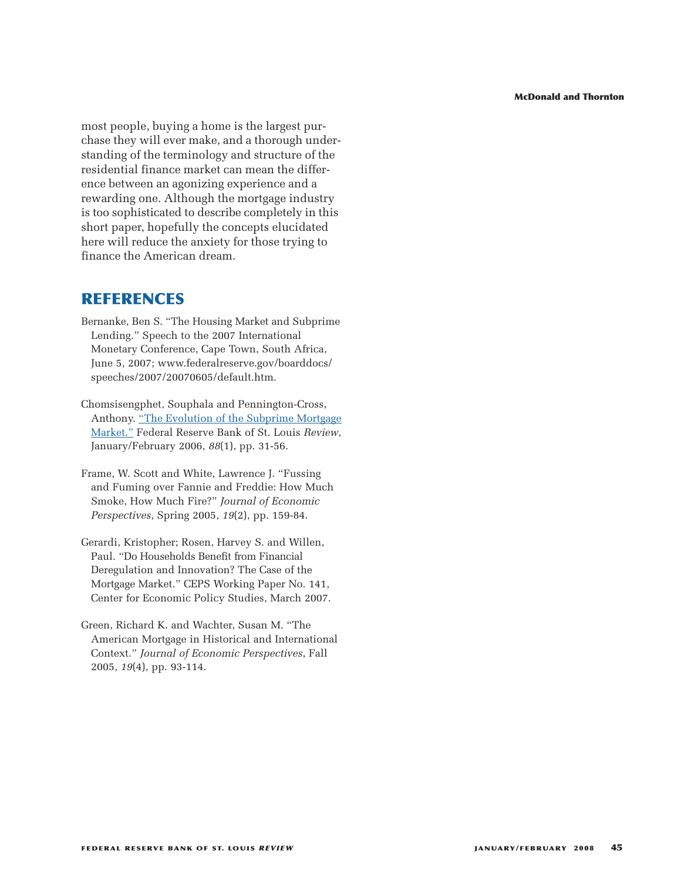most people, buying a home is the largest purchase they will ever make, and a thorough understanding of the terminology and structure of the residential finance market can mean the difference between an agonizing experience and a rewarding one. Although the mortgage industry is too sophisticated to describe completely in this short paper, hopefully the concepts elucidated here will reduce the anxiety for those trying to finance the American dream.

## REFERENCES

Bernanke, Ben S. "The Housing Market and Subprime Lending." Speech to the 2007 International Monetary Conference, Cape Town, South Africa, June 5, 2007; www.federalreserve.gov/boarddocs/speeches/2007/20070605/default.htm.

Chomsisengphet, Souphala and Pennington-Cross, Anthony. "The Evolution of the Subprime Mortgage Market." Federal Reserve Bank of St. Louis *Review*, January/February 2006, *88*(1), pp. 31-56.

Frame, W. Scott and White, Lawrence J. "Fussing and Fuming over Fannie and Freddie: How Much Smoke, How Much Fire?" *Journal of Economic Perspectives*, Spring 2005, *19*(2), pp. 159-84.

Gerardi, Kristopher; Rosen, Harvey S. and Willen, Paul. "Do Households Benefit from Financial Deregulation and Innovation? The Case of the Mortgage Market." CEPS Working Paper No. 141, Center for Economic Policy Studies, March 2007.

Green, Richard K. and Wachter, Susan M. "The American Mortgage in Historical and International Context." *Journal of Economic Perspectives*, Fall 2005, *19*(4), pp. 93-114.